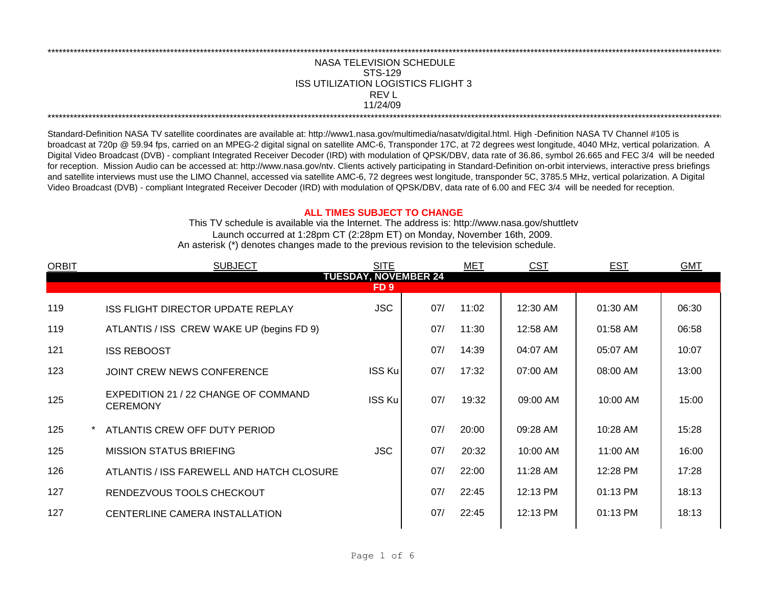# NASA TELEVISION SCHEDULE
## STS-129
## ISS UTILIZATION LOGISTICS FLIGHT 3
## REV L
## 11/24/09

Standard-Definition NASA TV satellite coordinates are available at: http://www1.nasa.gov/multimedia/nasatv/digital.html. High -Definition NASA TV Channel #105 is broadcast at 720p @ 59.94 fps, carried on an MPEG-2 digital signal on satellite AMC-6, Transponder 17C, at 72 degrees west longitude, 4040 MHz, vertical polarization. A Digital Video Broadcast (DVB) - compliant Integrated Receiver Decoder (IRD) with modulation of QPSK/DBV, data rate of 36.86, symbol 26.665 and FEC 3/4 will be needed for reception. Mission Audio can be accessed at: http://www.nasa.gov/ntv. Clients actively participating in Standard-Definition on-orbit interviews, interactive press briefings and satellite interviews must use the LIMO Channel, accessed via satellite AMC-6, 72 degrees west longitude, transponder 5C, 3785.5 MHz, vertical polarization. A Digital Video Broadcast (DVB) - compliant Integrated Receiver Decoder (IRD) with modulation of QPSK/DBV, data rate of 6.00 and FEC 3/4 will be needed for reception.

**ALL TIMES SUBJECT TO CHANGE**

This TV schedule is available via the Internet. The address is: http://www.nasa.gov/shuttletv

Launch occurred at 1:28pm CT (2:28pm ET) on Monday, November 16th, 2009.

An asterisk (*) denotes changes made to the previous revision to the television schedule.

| ORBIT | | SUBJECT | SITE | MET | | CST | EST | GMT |
|---|---|---|---|---|---|---|---|---|
| **TUESDAY, NOVEMBER 24** | | | | | | | | |
| **FD 9** | | | | | | | | |
| 119 | | ISS FLIGHT DIRECTOR UPDATE REPLAY | JSC | 07/ | 11:02 | 12:30 AM | 01:30 AM | 06:30 |
| 119 | | ATLANTIS / ISS CREW WAKE UP (begins FD 9) | | 07/ | 11:30 | 12:58 AM | 01:58 AM | 06:58 |
| 121 | | ISS REBOOST | | 07/ | 14:39 | 04:07 AM | 05:07 AM | 10:07 |
| 123 | | JOINT CREW NEWS CONFERENCE | ISS Ku | 07/ | 17:32 | 07:00 AM | 08:00 AM | 13:00 |
| 125 | | EXPEDITION 21 / 22 CHANGE OF COMMAND CEREMONY | ISS Ku | 07/ | 19:32 | 09:00 AM | 10:00 AM | 15:00 |
| 125 | * | ATLANTIS CREW OFF DUTY PERIOD | | 07/ | 20:00 | 09:28 AM | 10:28 AM | 15:28 |
| 125 | | MISSION STATUS BRIEFING | JSC | 07/ | 20:32 | 10:00 AM | 11:00 AM | 16:00 |
| 126 | | ATLANTIS / ISS FAREWELL AND HATCH CLOSURE | | 07/ | 22:00 | 11:28 AM | 12:28 PM | 17:28 |
| 127 | | RENDEZVOUS TOOLS CHECKOUT | | 07/ | 22:45 | 12:13 PM | 01:13 PM | 18:13 |
| 127 | | CENTERLINE CAMERA INSTALLATION | | 07/ | 22:45 | 12:13 PM | 01:13 PM | 18:13 |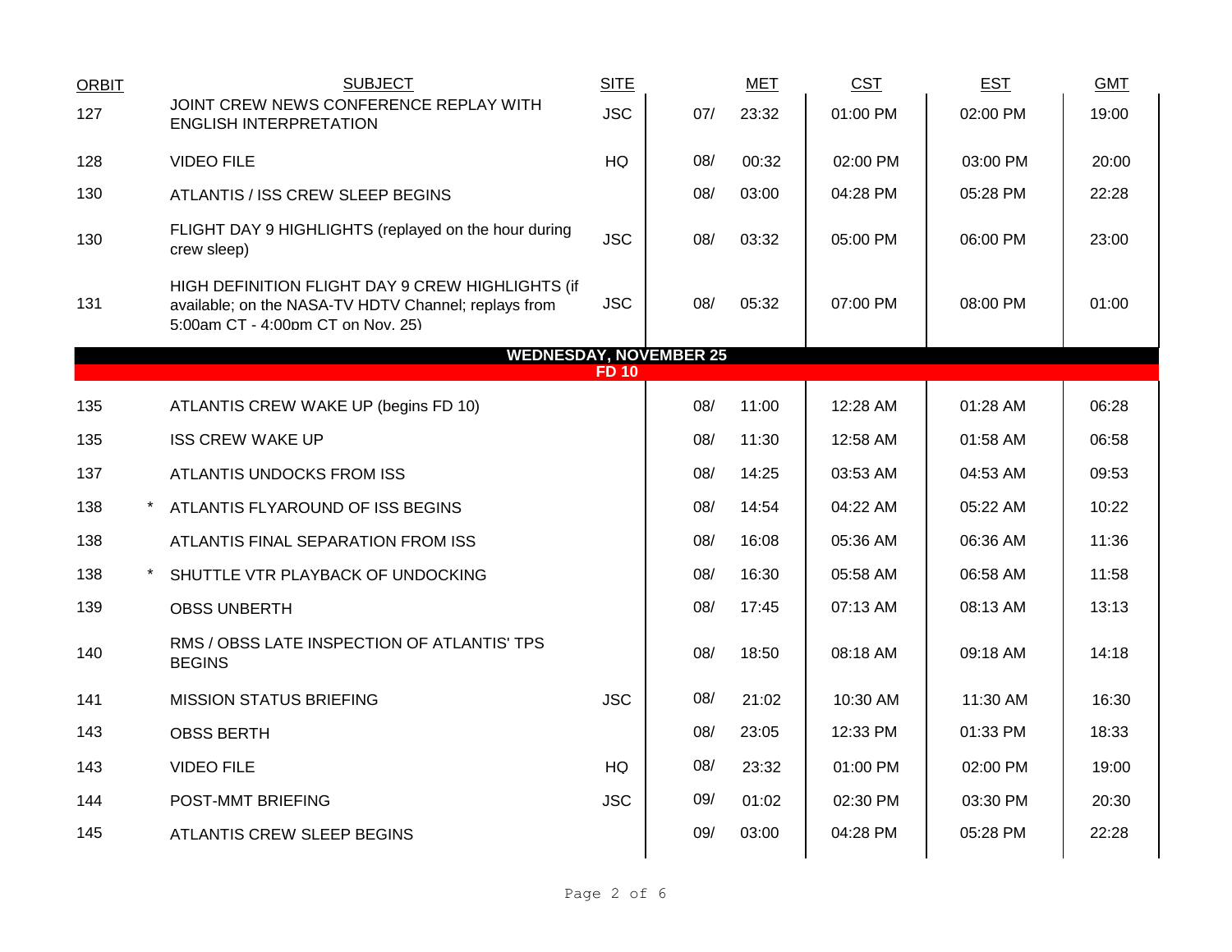| ORBIT | | SUBJECT | SITE | MET | | CST | EST | GMT |
|---|---|---|---|---|---|---|---|---|
| 127 | | JOINT CREW NEWS CONFERENCE REPLAY WITH ENGLISH INTERPRETATION | JSC | 07/ | 23:32 | 01:00 PM | 02:00 PM | 19:00 |
| 128 | | VIDEO FILE | HQ | 08/ | 00:32 | 02:00 PM | 03:00 PM | 20:00 |
| 130 | | ATLANTIS / ISS CREW SLEEP BEGINS | | 08/ | 03:00 | 04:28 PM | 05:28 PM | 22:28 |
| 130 | | FLIGHT DAY 9 HIGHLIGHTS (replayed on the hour during crew sleep) | JSC | 08/ | 03:32 | 05:00 PM | 06:00 PM | 23:00 |
| 131 | | HIGH DEFINITION FLIGHT DAY 9 CREW HIGHLIGHTS (if available; on the NASA-TV HDTV Channel; replays from 5:00am CT - 4:00pm CT on Nov. 25) | JSC | 08/ | 05:32 | 07:00 PM | 08:00 PM | 01:00 |
| **WEDNESDAY, NOVEMBER 25** | | | | | | | | |
| **FD 10** | | | | | | | | |
| 135 | | ATLANTIS CREW WAKE UP (begins FD 10) | | 08/ | 11:00 | 12:28 AM | 01:28 AM | 06:28 |
| 135 | | ISS CREW WAKE UP | | 08/ | 11:30 | 12:58 AM | 01:58 AM | 06:58 |
| 137 | | ATLANTIS UNDOCKS FROM ISS | | 08/ | 14:25 | 03:53 AM | 04:53 AM | 09:53 |
| 138 | * | ATLANTIS FLYAROUND OF ISS BEGINS | | 08/ | 14:54 | 04:22 AM | 05:22 AM | 10:22 |
| 138 | | ATLANTIS FINAL SEPARATION FROM ISS | | 08/ | 16:08 | 05:36 AM | 06:36 AM | 11:36 |
| 138 | * | SHUTTLE VTR PLAYBACK OF UNDOCKING | | 08/ | 16:30 | 05:58 AM | 06:58 AM | 11:58 |
| 139 | | OBSS UNBERTH | | 08/ | 17:45 | 07:13 AM | 08:13 AM | 13:13 |
| 140 | | RMS / OBSS LATE INSPECTION OF ATLANTIS' TPS BEGINS | | 08/ | 18:50 | 08:18 AM | 09:18 AM | 14:18 |
| 141 | | MISSION STATUS BRIEFING | JSC | 08/ | 21:02 | 10:30 AM | 11:30 AM | 16:30 |
| 143 | | OBSS BERTH | | 08/ | 23:05 | 12:33 PM | 01:33 PM | 18:33 |
| 143 | | VIDEO FILE | HQ | 08/ | 23:32 | 01:00 PM | 02:00 PM | 19:00 |
| 144 | | POST-MMT BRIEFING | JSC | 09/ | 01:02 | 02:30 PM | 03:30 PM | 20:30 |
| 145 | | ATLANTIS CREW SLEEP BEGINS | | 09/ | 03:00 | 04:28 PM | 05:28 PM | 22:28 |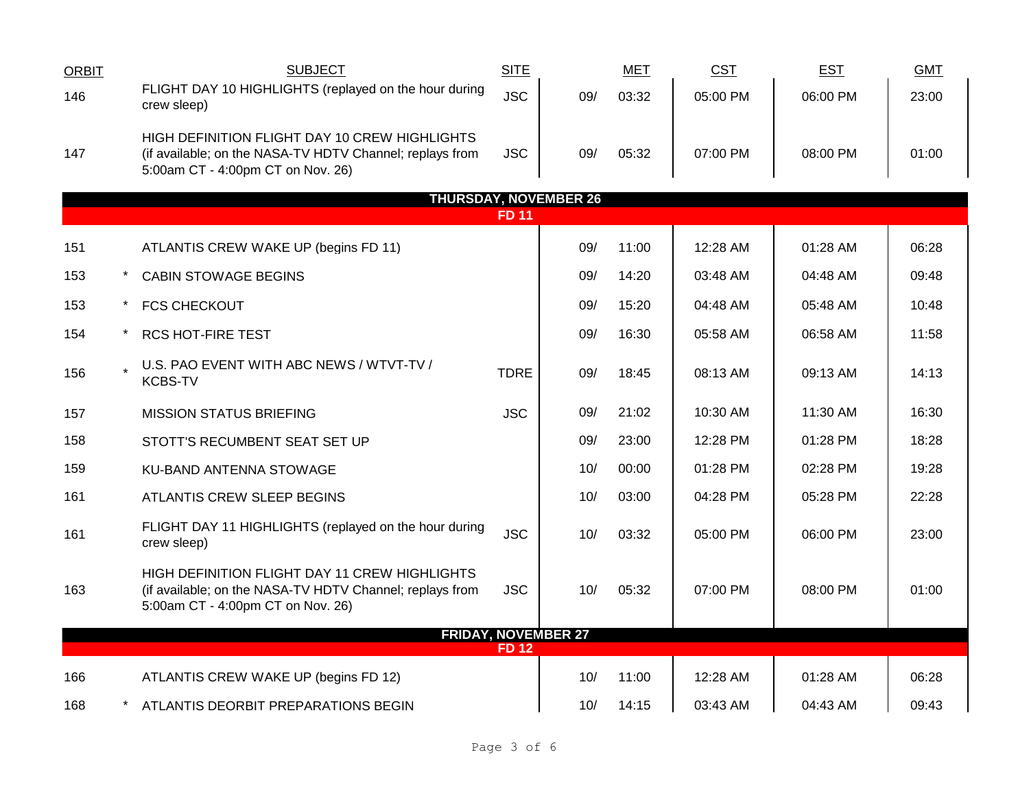| ORBIT | | SUBJECT | SITE | MET | | CST | EST | GMT |
|---|---|---|---|---|---|---|---|---|
| 146 | | FLIGHT DAY 10 HIGHLIGHTS (replayed on the hour during crew sleep) | JSC | 09/ | 03:32 | 05:00 PM | 06:00 PM | 23:00 |
| 147 | | HIGH DEFINITION FLIGHT DAY 10 CREW HIGHLIGHTS (if available; on the NASA-TV HDTV Channel; replays from 5:00am CT - 4:00pm CT on Nov. 26) | JSC | 09/ | 05:32 | 07:00 PM | 08:00 PM | 01:00 |
| | | **THURSDAY, NOVEMBER 26** | | | | | | |
| | | **FD 11** | | | | | | |
| 151 | | ATLANTIS CREW WAKE UP (begins FD 11) | | 09/ | 11:00 | 12:28 AM | 01:28 AM | 06:28 |
| 153 | * | CABIN STOWAGE BEGINS | | 09/ | 14:20 | 03:48 AM | 04:48 AM | 09:48 |
| 153 | * | FCS CHECKOUT | | 09/ | 15:20 | 04:48 AM | 05:48 AM | 10:48 |
| 154 | * | RCS HOT-FIRE TEST | | 09/ | 16:30 | 05:58 AM | 06:58 AM | 11:58 |
| 156 | * | U.S. PAO EVENT WITH ABC NEWS / WTVT-TV / KCBS-TV | TDRE | 09/ | 18:45 | 08:13 AM | 09:13 AM | 14:13 |
| 157 | | MISSION STATUS BRIEFING | JSC | 09/ | 21:02 | 10:30 AM | 11:30 AM | 16:30 |
| 158 | | STOTT'S RECUMBENT SEAT SET UP | | 09/ | 23:00 | 12:28 PM | 01:28 PM | 18:28 |
| 159 | | KU-BAND ANTENNA STOWAGE | | 10/ | 00:00 | 01:28 PM | 02:28 PM | 19:28 |
| 161 | | ATLANTIS CREW SLEEP BEGINS | | 10/ | 03:00 | 04:28 PM | 05:28 PM | 22:28 |
| 161 | | FLIGHT DAY 11 HIGHLIGHTS (replayed on the hour during crew sleep) | JSC | 10/ | 03:32 | 05:00 PM | 06:00 PM | 23:00 |
| 163 | | HIGH DEFINITION FLIGHT DAY 11 CREW HIGHLIGHTS (if available; on the NASA-TV HDTV Channel; replays from 5:00am CT - 4:00pm CT on Nov. 26) | JSC | 10/ | 05:32 | 07:00 PM | 08:00 PM | 01:00 |
| | | **FRIDAY, NOVEMBER 27** | | | | | | |
| | | **FD 12** | | | | | | |
| 166 | | ATLANTIS CREW WAKE UP (begins FD 12) | | 10/ | 11:00 | 12:28 AM | 01:28 AM | 06:28 |
| 168 | * | ATLANTIS DEORBIT PREPARATIONS BEGIN | | 10/ | 14:15 | 03:43 AM | 04:43 AM | 09:43 |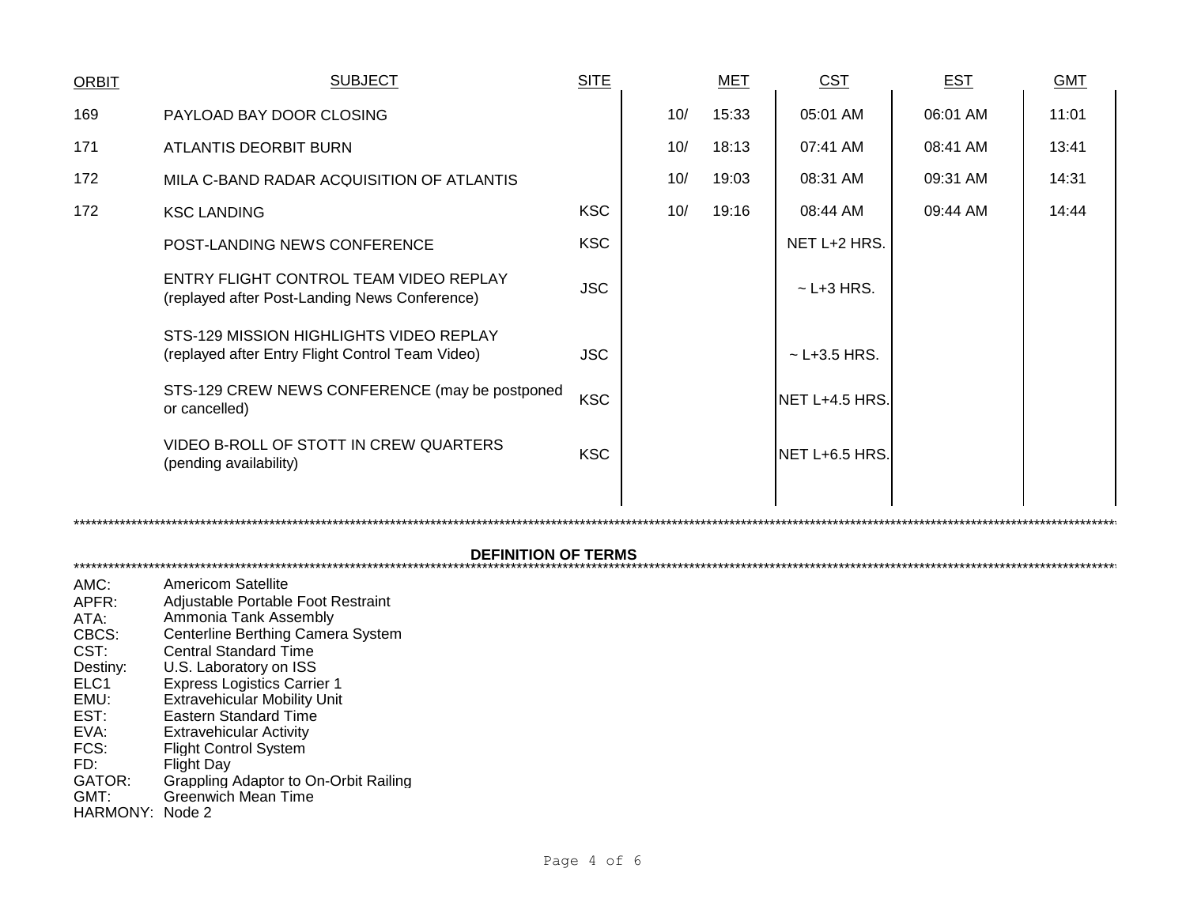| ORBIT | SUBJECT | SITE | MET | | CST | EST | GMT |
|---|---|---|---|---|---|---|---|
| 169 | PAYLOAD BAY DOOR CLOSING | | 10/ | 15:33 | 05:01 AM | 06:01 AM | 11:01 |
| 171 | ATLANTIS DEORBIT BURN | | 10/ | 18:13 | 07:41 AM | 08:41 AM | 13:41 |
| 172 | MILA C-BAND RADAR ACQUISITION OF ATLANTIS | | 10/ | 19:03 | 08:31 AM | 09:31 AM | 14:31 |
| 172 | KSC LANDING | KSC | 10/ | 19:16 | 08:44 AM | 09:44 AM | 14:44 |
| | POST-LANDING NEWS CONFERENCE | KSC | | | NET L+2 HRS. | | |
| | ENTRY FLIGHT CONTROL TEAM VIDEO REPLAY (replayed after Post-Landing News Conference) | JSC | | | ~ L+3 HRS. | | |
| | STS-129 MISSION HIGHLIGHTS VIDEO REPLAY (replayed after Entry Flight Control Team Video) | JSC | | | ~ L+3.5 HRS. | | |
| | STS-129 CREW NEWS CONFERENCE (may be postponed or cancelled) | KSC | | | NET L+4.5 HRS. | | |
| | VIDEO B-ROLL OF STOTT IN CREW QUARTERS (pending availability) | KSC | | | NET L+6.5 HRS. | | |

## DEFINITION OF TERMS

AMC: Americom Satellite
APFR: Adjustable Portable Foot Restraint
ATA: Ammonia Tank Assembly
CBCS: Centerline Berthing Camera System
CST: Central Standard Time
Destiny: U.S. Laboratory on ISS
ELC1 Express Logistics Carrier 1
EMU: Extravehicular Mobility Unit
EST: Eastern Standard Time
EVA: Extravehicular Activity
FCS: Flight Control System
FD: Flight Day
GATOR: Grappling Adaptor to On-Orbit Railing
GMT: Greenwich Mean Time
HARMONY: Node 2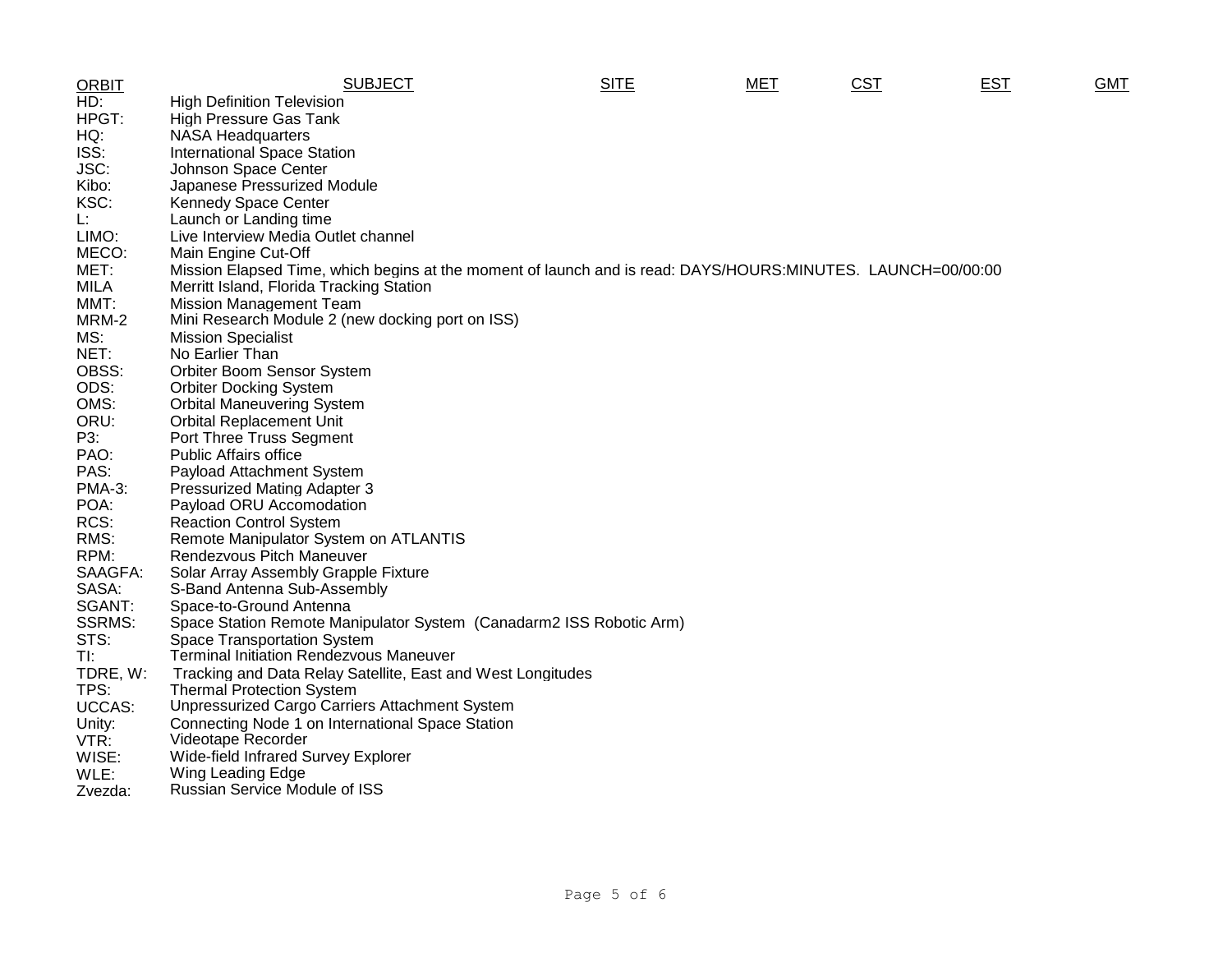| ORBIT | SUBJECT | SITE | MET | CST | EST | GMT |
|---|---|---|---|---|---|---|
| HD: | High Definition Television | | | | | |
| HPGT: | High Pressure Gas Tank | | | | | |
| HQ: | NASA Headquarters | | | | | |
| ISS: | International Space Station | | | | | |
| JSC: | Johnson Space Center | | | | | |
| Kibo: | Japanese Pressurized Module | | | | | |
| KSC: | Kennedy Space Center | | | | | |
| L: | Launch or Landing time | | | | | |
| LIMO: | Live Interview Media Outlet channel | | | | | |
| MECO: | Main Engine Cut-Off | | | | | |
| MET: | Mission Elapsed Time, which begins at the moment of launch and is read: DAYS/HOURS:MINUTES. LAUNCH=00/00:00 | | | | | |
| MILA | Merritt Island, Florida Tracking Station | | | | | |
| MMT: | Mission Management Team | | | | | |
| MRM-2 | Mini Research Module 2 (new docking port on ISS) | | | | | |
| MS: | Mission Specialist | | | | | |
| NET: | No Earlier Than | | | | | |
| OBSS: | Orbiter Boom Sensor System | | | | | |
| ODS: | Orbiter Docking System | | | | | |
| OMS: | Orbital Maneuvering System | | | | | |
| ORU: | Orbital Replacement Unit | | | | | |
| P3: | Port Three Truss Segment | | | | | |
| PAO: | Public Affairs office | | | | | |
| PAS: | Payload Attachment System | | | | | |
| PMA-3: | Pressurized Mating Adapter 3 | | | | | |
| POA: | Payload ORU Accomodation | | | | | |
| RCS: | Reaction Control System | | | | | |
| RMS: | Remote Manipulator System on ATLANTIS | | | | | |
| RPM: | Rendezvous Pitch Maneuver | | | | | |
| SAAGFA: | Solar Array Assembly Grapple Fixture | | | | | |
| SASA: | S-Band Antenna Sub-Assembly | | | | | |
| SGANT: | Space-to-Ground Antenna | | | | | |
| SSRMS: | Space Station Remote Manipulator System (Canadarm2 ISS Robotic Arm) | | | | | |
| STS: | Space Transportation System | | | | | |
| TI: | Terminal Initiation Rendezvous Maneuver | | | | | |
| TDRE, W: | Tracking and Data Relay Satellite, East and West Longitudes | | | | | |
| TPS: | Thermal Protection System | | | | | |
| UCCAS: | Unpressurized Cargo Carriers Attachment System | | | | | |
| Unity: | Connecting Node 1 on International Space Station | | | | | |
| VTR: | Videotape Recorder | | | | | |
| WISE: | Wide-field Infrared Survey Explorer | | | | | |
| WLE: | Wing Leading Edge | | | | | |
| Zvezda: | Russian Service Module of ISS | | | | | |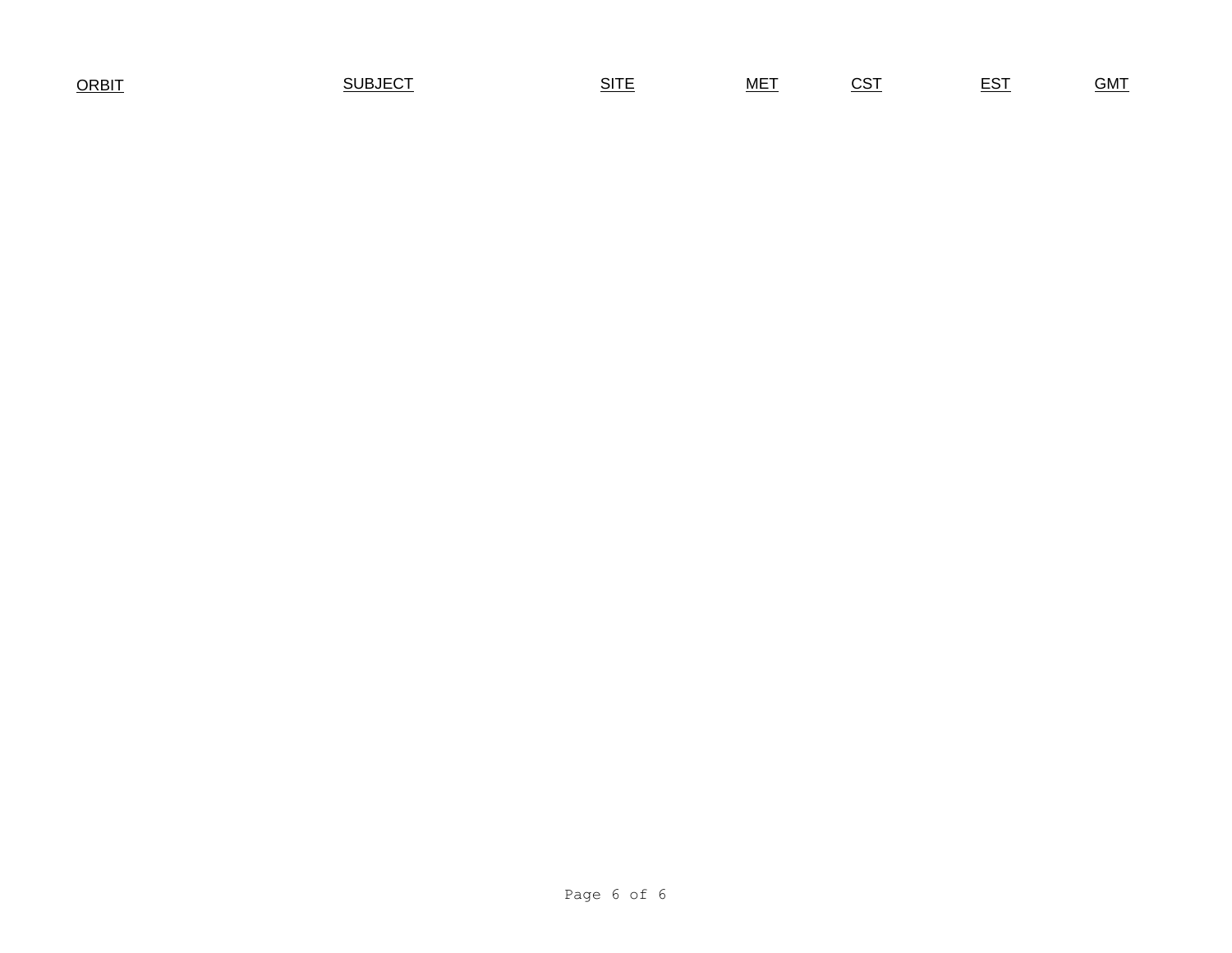| ORBIT | SUBJECT | SITE | MET | CST | EST | GMT |
| --- | --- | --- | --- | --- | --- | --- |